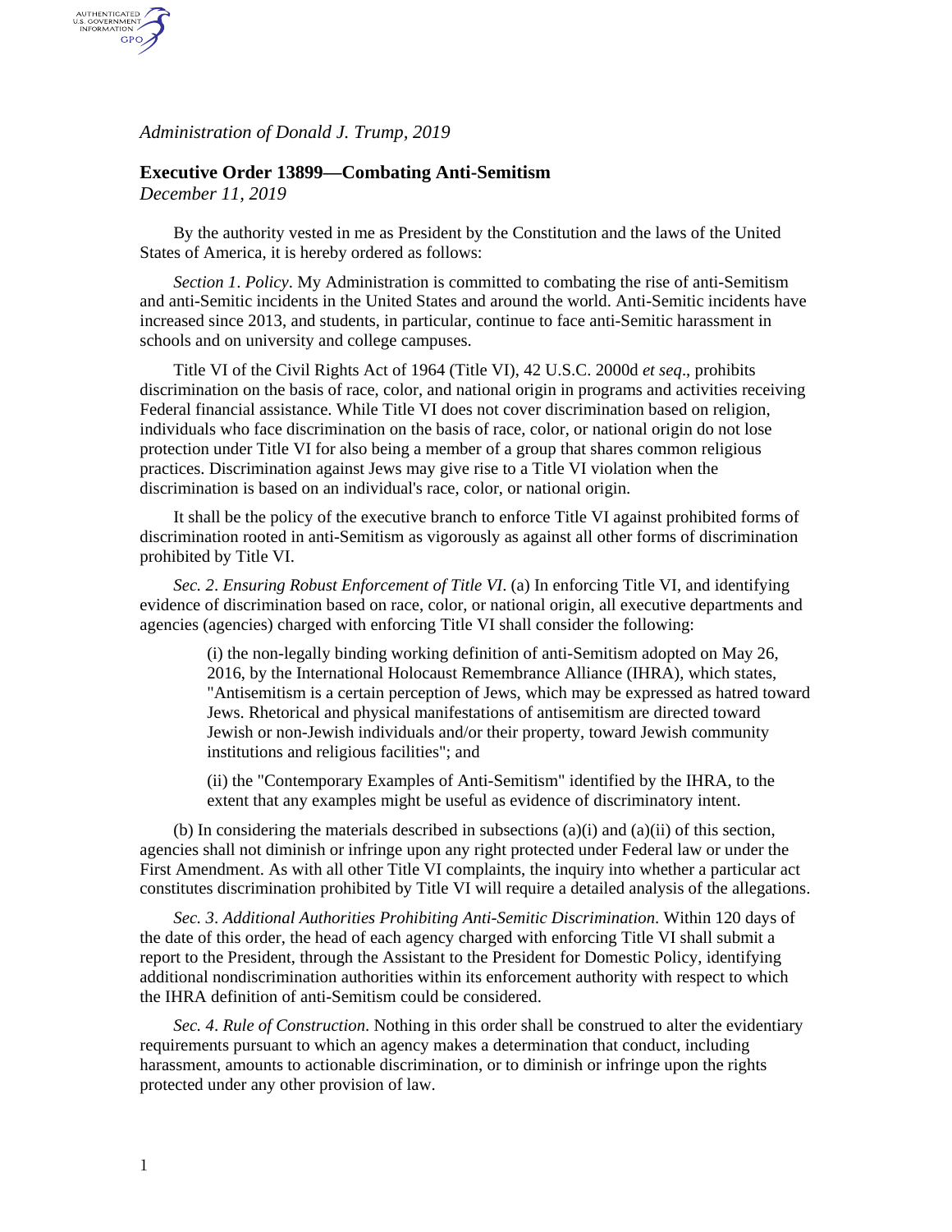*Administration of Donald J. Trump, 2019*

## Executive Order 13899—Combating Anti-Semitism

*December 11, 2019*

By the authority vested in me as President by the Constitution and the laws of the United States of America, it is hereby ordered as follows:

*Section 1*. *Policy*. My Administration is committed to combating the rise of anti-Semitism and anti-Semitic incidents in the United States and around the world. Anti-Semitic incidents have increased since 2013, and students, in particular, continue to face anti-Semitic harassment in schools and on university and college campuses.

Title VI of the Civil Rights Act of 1964 (Title VI), 42 U.S.C. 2000d *et seq*., prohibits discrimination on the basis of race, color, and national origin in programs and activities receiving Federal financial assistance. While Title VI does not cover discrimination based on religion, individuals who face discrimination on the basis of race, color, or national origin do not lose protection under Title VI for also being a member of a group that shares common religious practices. Discrimination against Jews may give rise to a Title VI violation when the discrimination is based on an individual's race, color, or national origin.

It shall be the policy of the executive branch to enforce Title VI against prohibited forms of discrimination rooted in anti-Semitism as vigorously as against all other forms of discrimination prohibited by Title VI.

*Sec. 2*. *Ensuring Robust Enforcement of Title VI*. (a) In enforcing Title VI, and identifying evidence of discrimination based on race, color, or national origin, all executive departments and agencies (agencies) charged with enforcing Title VI shall consider the following:

> (i) the non-legally binding working definition of anti-Semitism adopted on May 26, 2016, by the International Holocaust Remembrance Alliance (IHRA), which states, "Antisemitism is a certain perception of Jews, which may be expressed as hatred toward Jews. Rhetorical and physical manifestations of antisemitism are directed toward Jewish or non-Jewish individuals and/or their property, toward Jewish community institutions and religious facilities"; and
>
> (ii) the "Contemporary Examples of Anti-Semitism" identified by the IHRA, to the extent that any examples might be useful as evidence of discriminatory intent.

(b) In considering the materials described in subsections (a)(i) and (a)(ii) of this section, agencies shall not diminish or infringe upon any right protected under Federal law or under the First Amendment. As with all other Title VI complaints, the inquiry into whether a particular act constitutes discrimination prohibited by Title VI will require a detailed analysis of the allegations.

*Sec. 3*. *Additional Authorities Prohibiting Anti-Semitic Discrimination*. Within 120 days of the date of this order, the head of each agency charged with enforcing Title VI shall submit a report to the President, through the Assistant to the President for Domestic Policy, identifying additional nondiscrimination authorities within its enforcement authority with respect to which the IHRA definition of anti-Semitism could be considered.

*Sec. 4*. *Rule of Construction*. Nothing in this order shall be construed to alter the evidentiary requirements pursuant to which an agency makes a determination that conduct, including harassment, amounts to actionable discrimination, or to diminish or infringe upon the rights protected under any other provision of law.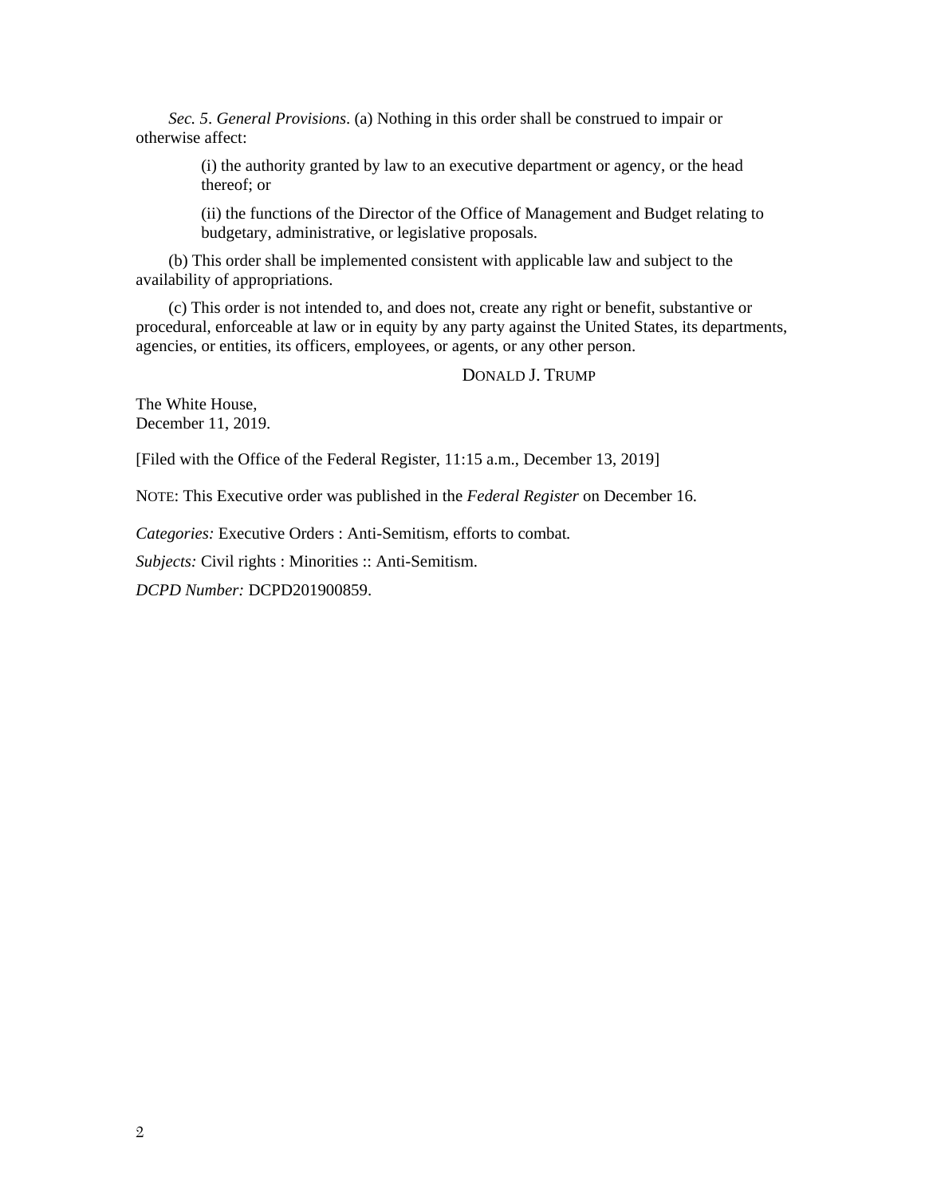*Sec. 5*. *General Provisions*. (a) Nothing in this order shall be construed to impair or otherwise affect:

(i) the authority granted by law to an executive department or agency, or the head thereof; or

(ii) the functions of the Director of the Office of Management and Budget relating to budgetary, administrative, or legislative proposals.

(b) This order shall be implemented consistent with applicable law and subject to the availability of appropriations.

(c) This order is not intended to, and does not, create any right or benefit, substantive or procedural, enforceable at law or in equity by any party against the United States, its departments, agencies, or entities, its officers, employees, or agents, or any other person.

DONALD J. TRUMP

The White House,
December 11, 2019.

[Filed with the Office of the Federal Register, 11:15 a.m., December 13, 2019]

NOTE: This Executive order was published in the *Federal Register* on December 16.

*Categories:* Executive Orders : Anti-Semitism, efforts to combat.

*Subjects:* Civil rights : Minorities :: Anti-Semitism.

*DCPD Number:* DCPD201900859.